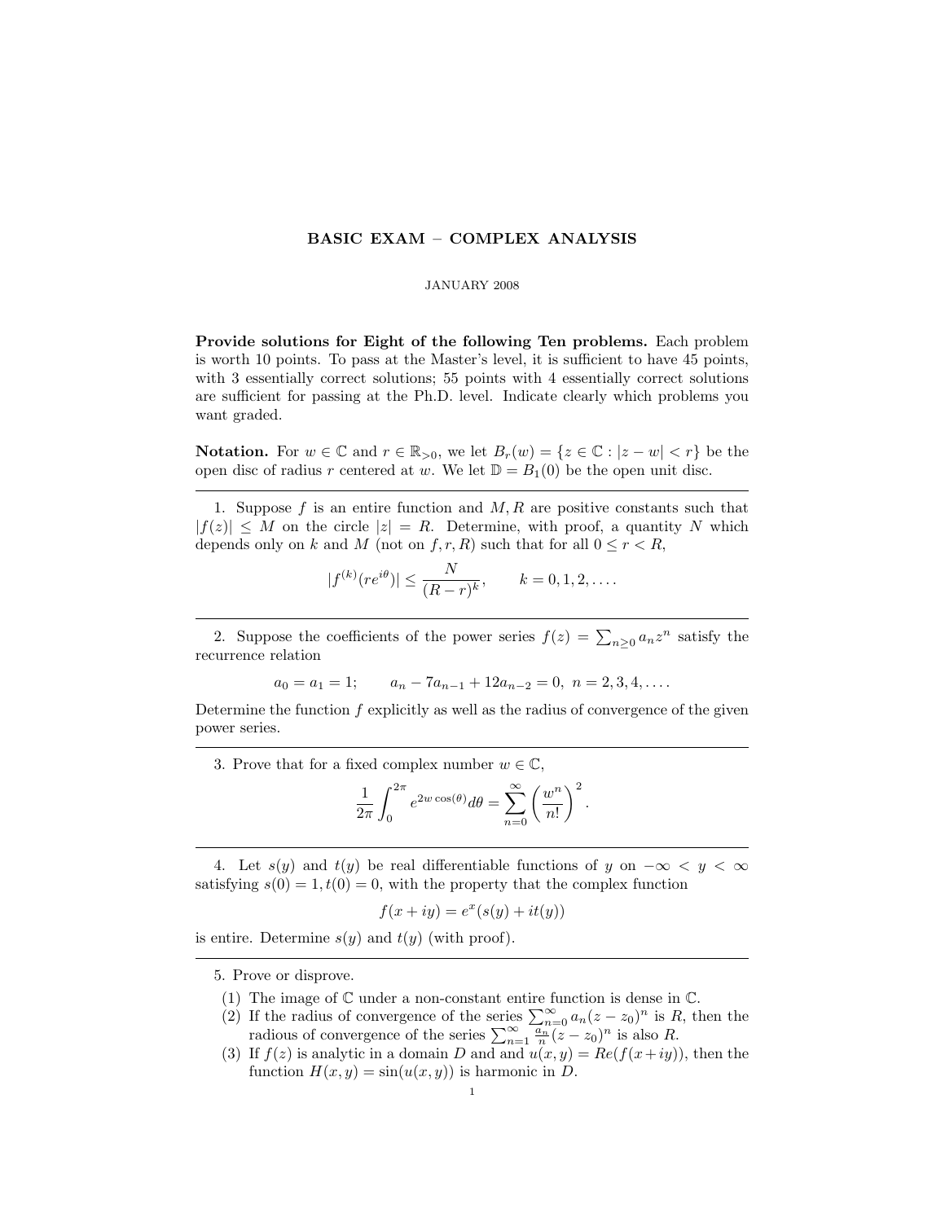# BASIC EXAM – COMPLEX ANALYSIS

JANUARY 2008

**Provide solutions for Eight of the following Ten problems.** Each problem is worth 10 points. To pass at the Master's level, it is sufficient to have 45 points, with 3 essentially correct solutions; 55 points with 4 essentially correct solutions are sufficient for passing at the Ph.D. level. Indicate clearly which problems you want graded.

**Notation.** For $w \in \mathbb{C}$ and $r \in \mathbb{R}_{>0}$, we let $B_r(w) = \{z \in \mathbb{C} : |z - w| < r\}$ be the open disc of radius $r$ centered at $w$. We let $\mathbb{D} = B_1(0)$ be the open unit disc.

---

1. Suppose $f$ is an entire function and $M, R$ are positive constants such that $|f(z)| \leq M$ on the circle $|z| = R$. Determine, with proof, a quantity $N$ which depends only on $k$ and $M$ (not on $f, r, R$) such that for all $0 \leq r < R$,

$$|f^{(k)}(re^{i\theta})| \leq \frac{N}{(R-r)^k}, \qquad k = 0, 1, 2, \ldots.$$

---

2. Suppose the coefficients of the power series $f(z) = \sum_{n \geq 0} a_n z^n$ satisfy the recurrence relation

$$a_0 = a_1 = 1; \qquad a_n - 7a_{n-1} + 12a_{n-2} = 0, \; n = 2, 3, 4, \ldots.$$

Determine the function $f$ explicitly as well as the radius of convergence of the given power series.

---

3. Prove that for a fixed complex number $w \in \mathbb{C}$,

$$\frac{1}{2\pi} \int_0^{2\pi} e^{2w\cos(\theta)} d\theta = \sum_{n=0}^{\infty} \left(\frac{w^n}{n!}\right)^2.$$

---

4. Let $s(y)$ and $t(y)$ be real differentiable functions of $y$ on $-\infty < y < \infty$ satisfying $s(0) = 1, t(0) = 0$, with the property that the complex function

$$f(x + iy) = e^x(s(y) + it(y))$$

is entire. Determine $s(y)$ and $t(y)$ (with proof).

---

5. Prove or disprove.

   (1) The image of $\mathbb{C}$ under a non-constant entire function is dense in $\mathbb{C}$.

   (2) If the radius of convergence of the series $\sum_{n=0}^{\infty} a_n (z - z_0)^n$ is $R$, then the radious of convergence of the series $\sum_{n=1}^{\infty} \frac{a_n}{n} (z - z_0)^n$ is also $R$.

   (3) If $f(z)$ is analytic in a domain $D$ and and $u(x, y) = Re(f(x + iy))$, then the function $H(x, y) = \sin(u(x, y))$ is harmonic in $D$.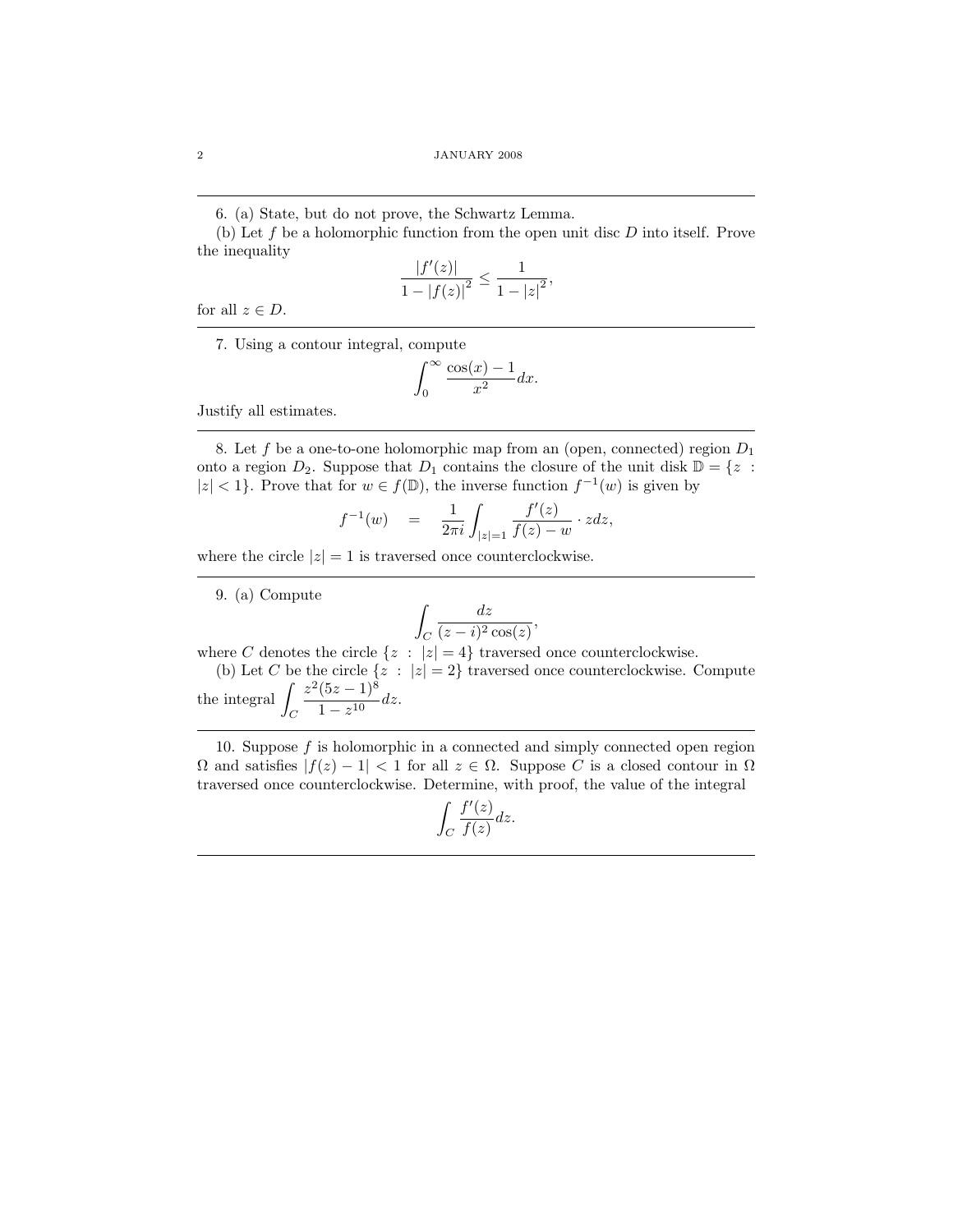6. (a) State, but do not prove, the Schwartz Lemma.

(b) Let $f$ be a holomorphic function from the open unit disc $D$ into itself. Prove the inequality

$$\frac{|f'(z)|}{1-|f(z)|^2} \leq \frac{1}{1-|z|^2},$$

for all $z \in D$.

---

7. Using a contour integral, compute

$$\int_0^\infty \frac{\cos(x)-1}{x^2} dx.$$

Justify all estimates.

---

8. Let $f$ be a one-to-one holomorphic map from an (open, connected) region $D_1$ onto a region $D_2$. Suppose that $D_1$ contains the closure of the unit disk $\mathbb{D} = \{z : |z| < 1\}$. Prove that for $w \in f(\mathbb{D})$, the inverse function $f^{-1}(w)$ is given by

$$f^{-1}(w) \quad = \quad \frac{1}{2\pi i} \int_{|z|=1} \frac{f'(z)}{f(z)-w} \cdot z dz,$$

where the circle $|z| = 1$ is traversed once counterclockwise.

---

9. (a) Compute

$$\int_C \frac{dz}{(z-i)^2 \cos(z)},$$

where $C$ denotes the circle $\{z : |z| = 4\}$ traversed once counterclockwise.

(b) Let $C$ be the circle $\{z : |z| = 2\}$ traversed once counterclockwise. Compute the integral $\int_C \frac{z^2(5z-1)^8}{1-z^{10}} dz$.

---

10. Suppose $f$ is holomorphic in a connected and simply connected open region $\Omega$ and satisfies $|f(z) - 1| < 1$ for all $z \in \Omega$. Suppose $C$ is a closed contour in $\Omega$ traversed once counterclockwise. Determine, with proof, the value of the integral

$$\int_C \frac{f'(z)}{f(z)} dz.$$